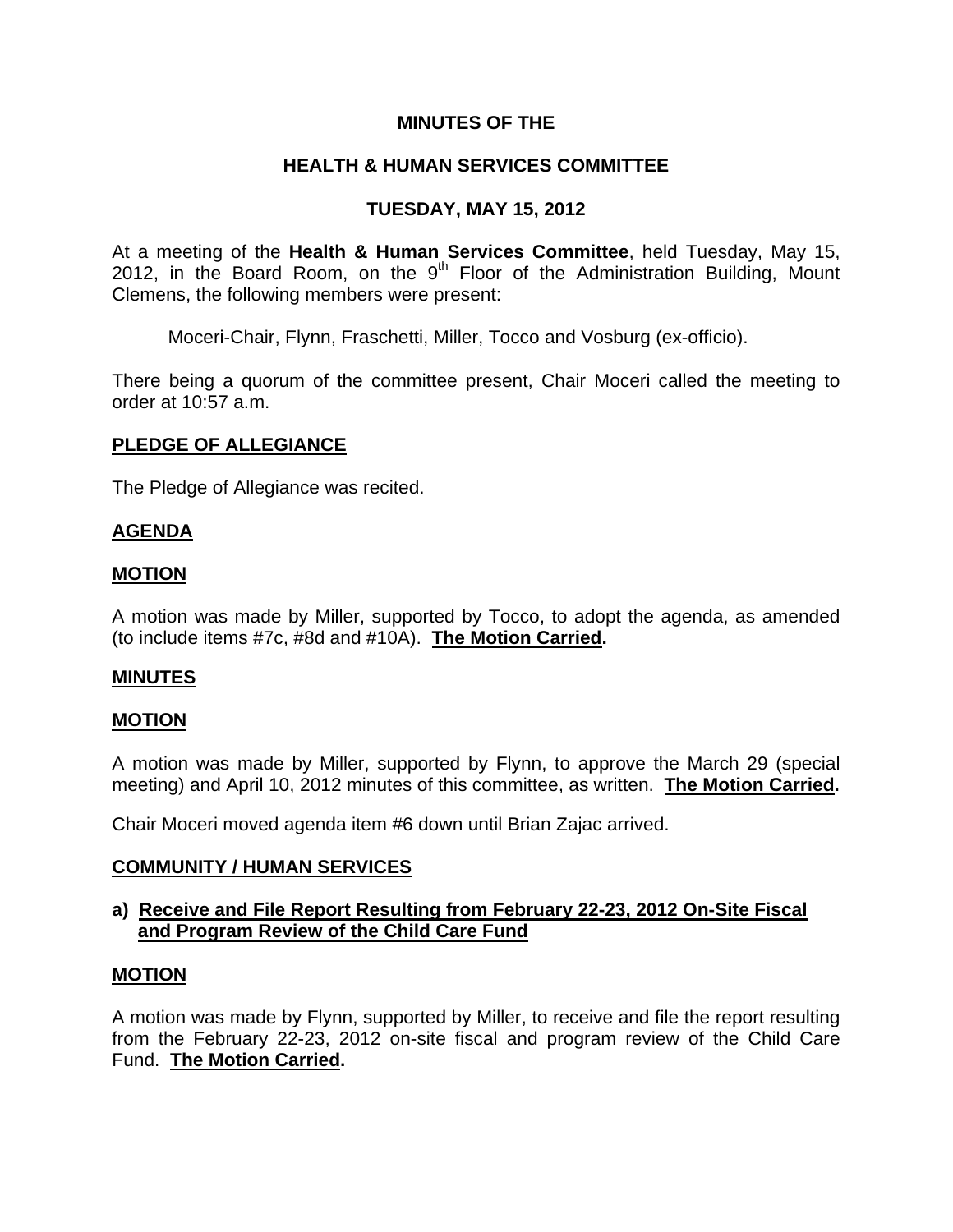**MINUTES OF THE**

**HEALTH & HUMAN SERVICES COMMITTEE**

**TUESDAY, MAY 15, 2012**

At a meeting of the **Health & Human Services Committee**, held Tuesday, May 15, 2012, in the Board Room, on the 9th Floor of the Administration Building, Mount Clemens, the following members were present:

Moceri-Chair, Flynn, Fraschetti, Miller, Tocco and Vosburg (ex-officio).

There being a quorum of the committee present, Chair Moceri called the meeting to order at 10:57 a.m.

**PLEDGE OF ALLEGIANCE**

The Pledge of Allegiance was recited.

**AGENDA**

**MOTION**

A motion was made by Miller, supported by Tocco, to adopt the agenda, as amended (to include items #7c, #8d and #10A). **The Motion Carried.**

**MINUTES**

**MOTION**

A motion was made by Miller, supported by Flynn, to approve the March 29 (special meeting) and April 10, 2012 minutes of this committee, as written. **The Motion Carried.**

Chair Moceri moved agenda item #6 down until Brian Zajac arrived.

**COMMUNITY / HUMAN SERVICES**

**a) Receive and File Report Resulting from February 22-23, 2012 On-Site Fiscal and Program Review of the Child Care Fund**

**MOTION**

A motion was made by Flynn, supported by Miller, to receive and file the report resulting from the February 22-23, 2012 on-site fiscal and program review of the Child Care Fund. **The Motion Carried.**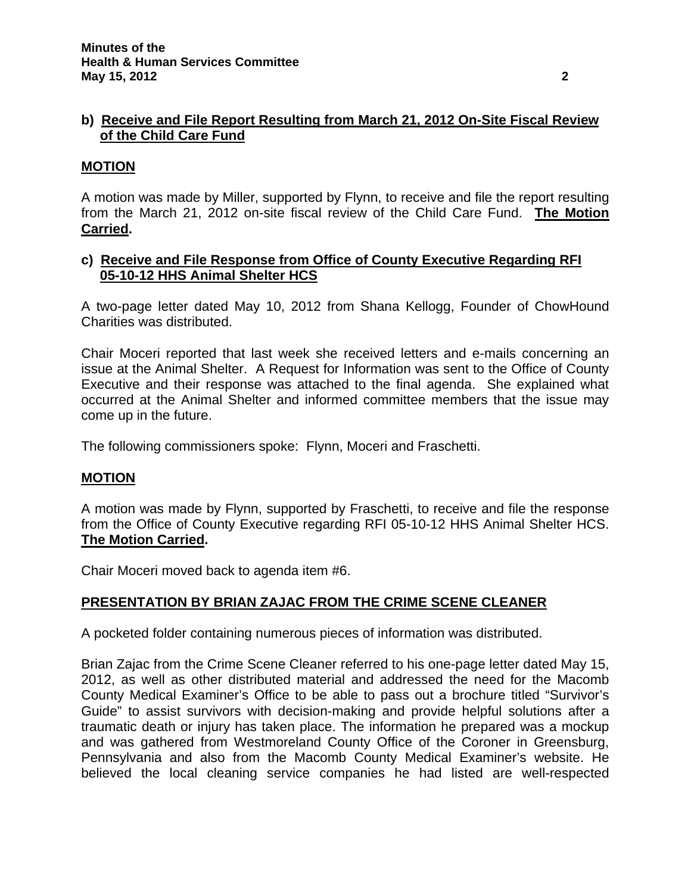**b) Receive and File Report Resulting from March 21, 2012 On-Site Fiscal Review of the Child Care Fund**

**MOTION**

A motion was made by Miller, supported by Flynn, to receive and file the report resulting from the March 21, 2012 on-site fiscal review of the Child Care Fund. **The Motion Carried.**

**c) Receive and File Response from Office of County Executive Regarding RFI 05-10-12 HHS Animal Shelter HCS**

A two-page letter dated May 10, 2012 from Shana Kellogg, Founder of ChowHound Charities was distributed.

Chair Moceri reported that last week she received letters and e-mails concerning an issue at the Animal Shelter. A Request for Information was sent to the Office of County Executive and their response was attached to the final agenda. She explained what occurred at the Animal Shelter and informed committee members that the issue may come up in the future.

The following commissioners spoke: Flynn, Moceri and Fraschetti.

**MOTION**

A motion was made by Flynn, supported by Fraschetti, to receive and file the response from the Office of County Executive regarding RFI 05-10-12 HHS Animal Shelter HCS. **The Motion Carried.**

Chair Moceri moved back to agenda item #6.

**PRESENTATION BY BRIAN ZAJAC FROM THE CRIME SCENE CLEANER**

A pocketed folder containing numerous pieces of information was distributed.

Brian Zajac from the Crime Scene Cleaner referred to his one-page letter dated May 15, 2012, as well as other distributed material and addressed the need for the Macomb County Medical Examiner's Office to be able to pass out a brochure titled "Survivor's Guide" to assist survivors with decision-making and provide helpful solutions after a traumatic death or injury has taken place. The information he prepared was a mockup and was gathered from Westmoreland County Office of the Coroner in Greensburg, Pennsylvania and also from the Macomb County Medical Examiner's website. He believed the local cleaning service companies he had listed are well-respected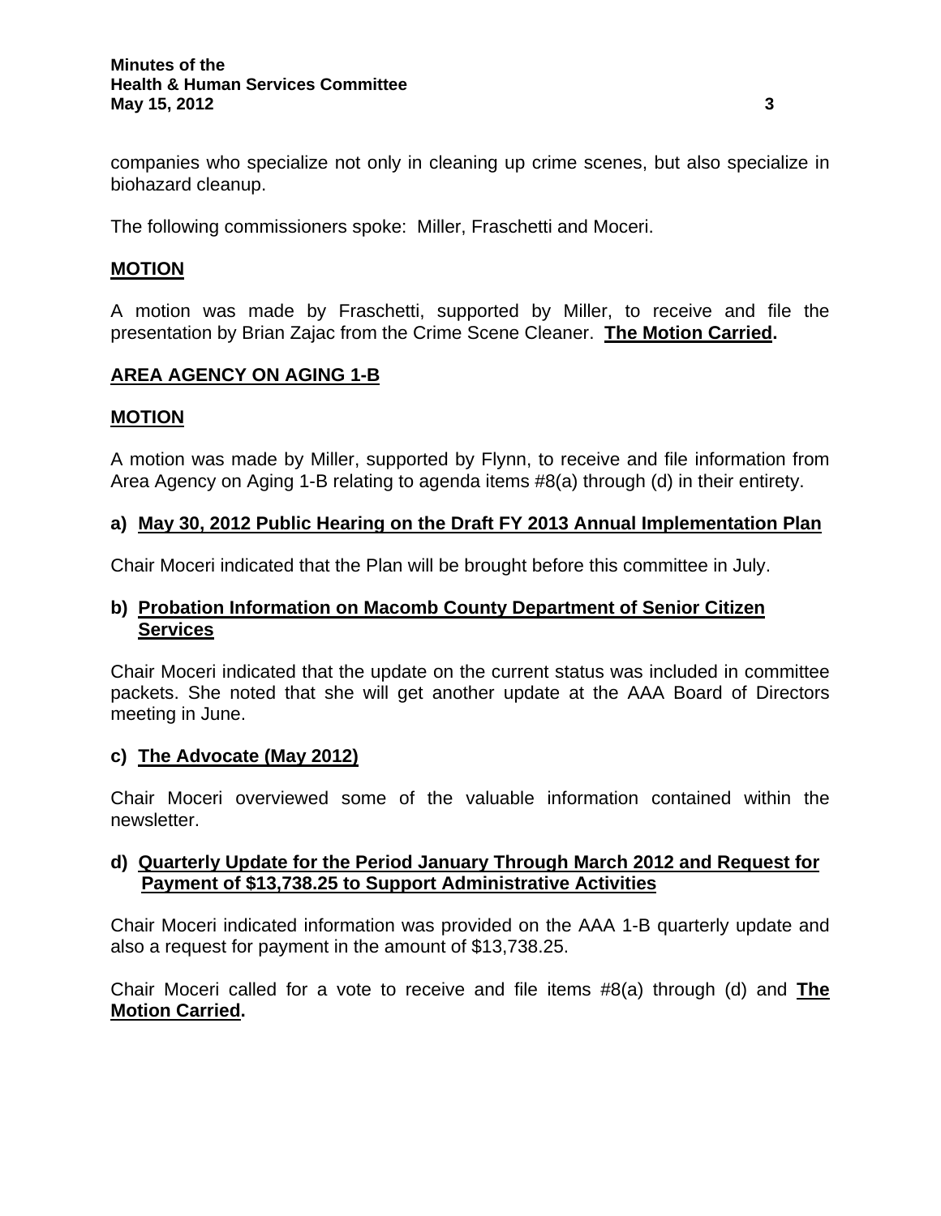companies who specialize not only in cleaning up crime scenes, but also specialize in biohazard cleanup.

The following commissioners spoke: Miller, Fraschetti and Moceri.

**MOTION**

A motion was made by Fraschetti, supported by Miller, to receive and file the presentation by Brian Zajac from the Crime Scene Cleaner. **The Motion Carried.**

**AREA AGENCY ON AGING 1-B**

**MOTION**

A motion was made by Miller, supported by Flynn, to receive and file information from Area Agency on Aging 1-B relating to agenda items #8(a) through (d) in their entirety.

**a) May 30, 2012 Public Hearing on the Draft FY 2013 Annual Implementation Plan**

Chair Moceri indicated that the Plan will be brought before this committee in July.

**b) Probation Information on Macomb County Department of Senior Citizen Services**

Chair Moceri indicated that the update on the current status was included in committee packets. She noted that she will get another update at the AAA Board of Directors meeting in June.

**c) The Advocate (May 2012)**

Chair Moceri overviewed some of the valuable information contained within the newsletter.

**d) Quarterly Update for the Period January Through March 2012 and Request for Payment of $13,738.25 to Support Administrative Activities**

Chair Moceri indicated information was provided on the AAA 1-B quarterly update and also a request for payment in the amount of $13,738.25.

Chair Moceri called for a vote to receive and file items #8(a) through (d) and **The Motion Carried.**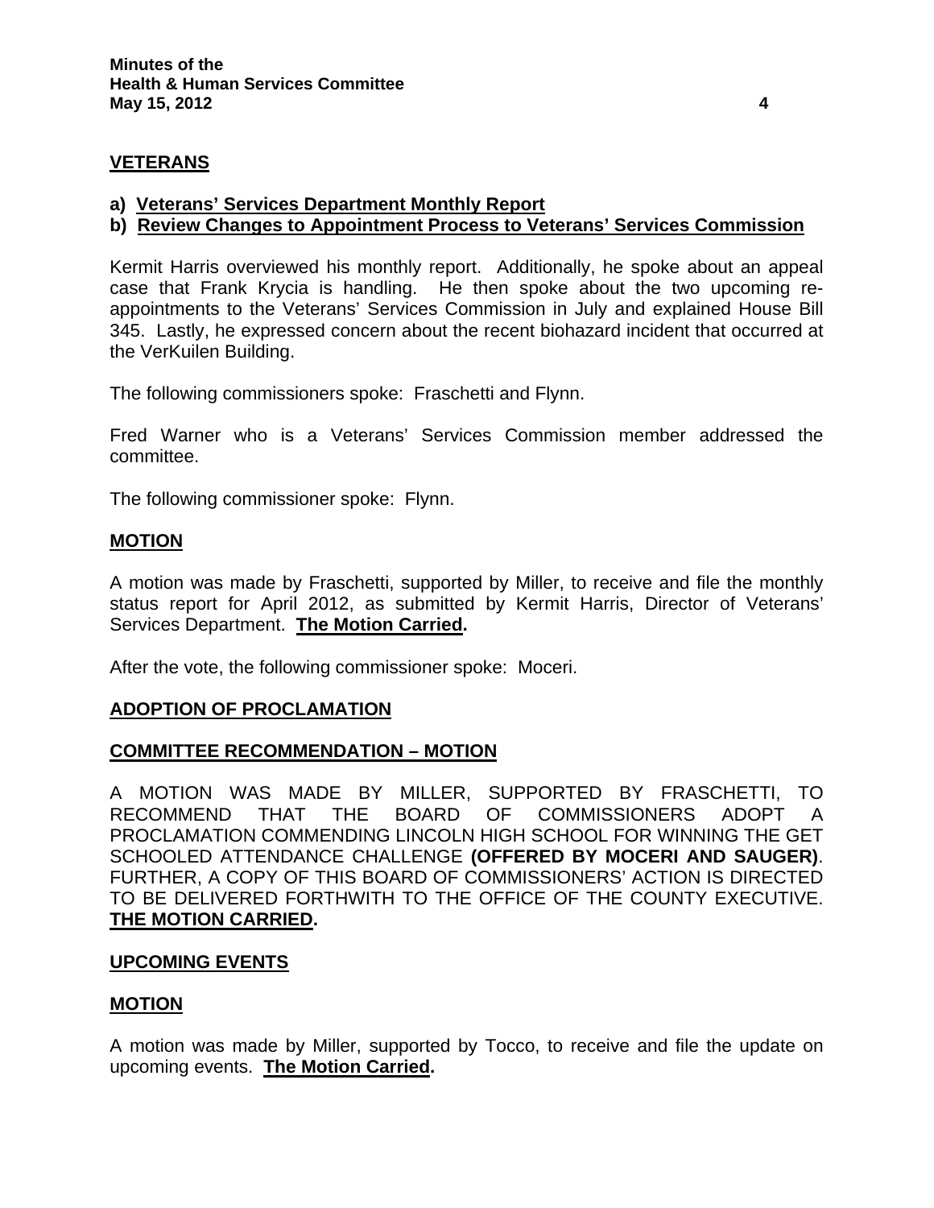## VETERANS

**a) Veterans' Services Department Monthly Report**

**b) Review Changes to Appointment Process to Veterans' Services Commission**

Kermit Harris overviewed his monthly report. Additionally, he spoke about an appeal case that Frank Krycia is handling. He then spoke about the two upcoming re-appointments to the Veterans' Services Commission in July and explained House Bill 345. Lastly, he expressed concern about the recent biohazard incident that occurred at the VerKuilen Building.

The following commissioners spoke: Fraschetti and Flynn.

Fred Warner who is a Veterans' Services Commission member addressed the committee.

The following commissioner spoke: Flynn.

## MOTION

A motion was made by Fraschetti, supported by Miller, to receive and file the monthly status report for April 2012, as submitted by Kermit Harris, Director of Veterans' Services Department. **The Motion Carried.**

After the vote, the following commissioner spoke: Moceri.

## ADOPTION OF PROCLAMATION

## COMMITTEE RECOMMENDATION – MOTION

A MOTION WAS MADE BY MILLER, SUPPORTED BY FRASCHETTI, TO RECOMMEND THAT THE BOARD OF COMMISSIONERS ADOPT A PROCLAMATION COMMENDING LINCOLN HIGH SCHOOL FOR WINNING THE GET SCHOOLED ATTENDANCE CHALLENGE **(OFFERED BY MOCERI AND SAUGER)**. FURTHER, A COPY OF THIS BOARD OF COMMISSIONERS' ACTION IS DIRECTED TO BE DELIVERED FORTHWITH TO THE OFFICE OF THE COUNTY EXECUTIVE. **THE MOTION CARRIED.**

## UPCOMING EVENTS

## MOTION

A motion was made by Miller, supported by Tocco, to receive and file the update on upcoming events. **The Motion Carried.**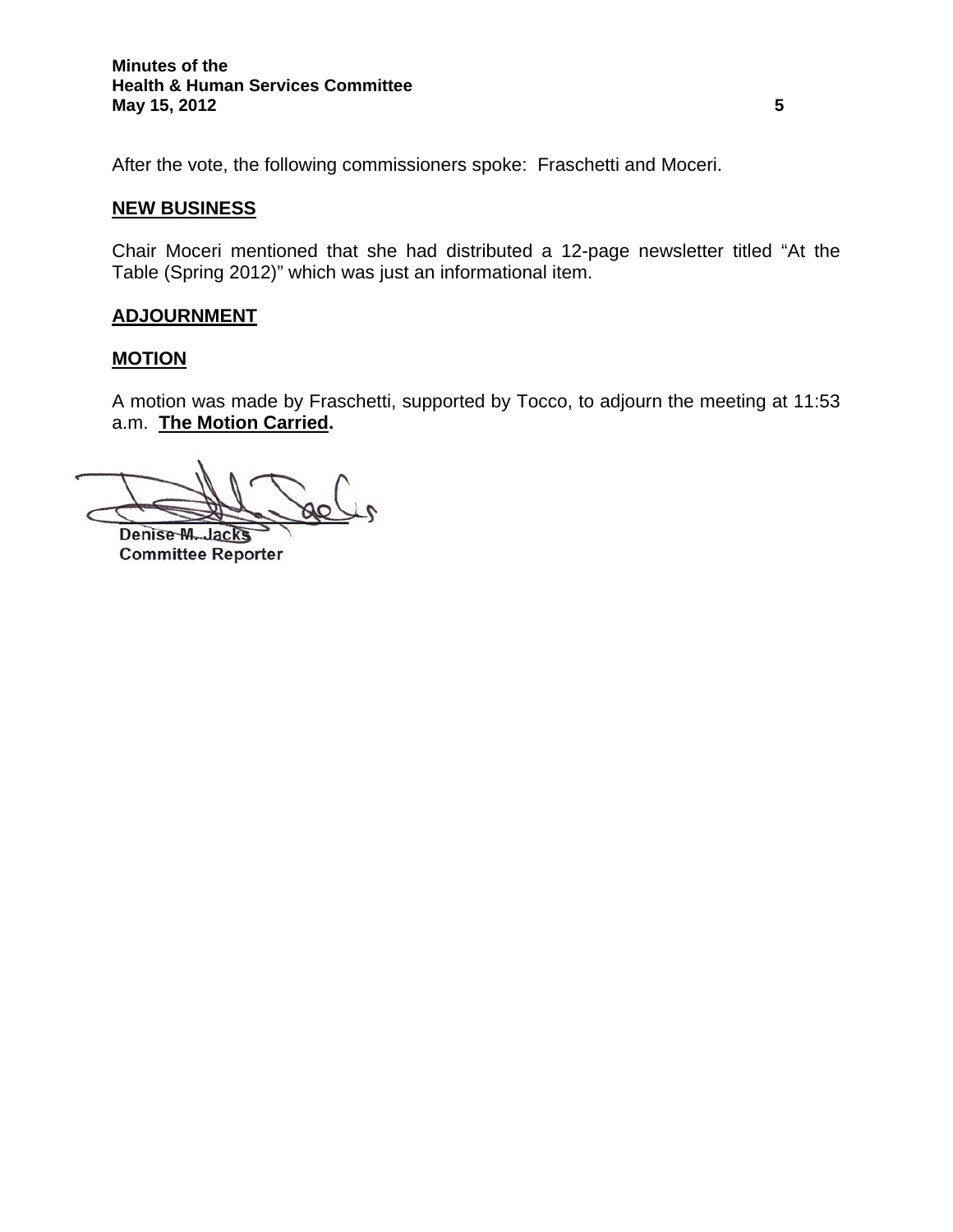After the vote, the following commissioners spoke: Fraschetti and Moceri.

**NEW BUSINESS**

Chair Moceri mentioned that she had distributed a 12-page newsletter titled "At the Table (Spring 2012)" which was just an informational item.

**ADJOURNMENT**

**MOTION**

A motion was made by Fraschetti, supported by Tocco, to adjourn the meeting at 11:53 a.m. **The Motion Carried.**

Denise M. Jacks
Committee Reporter